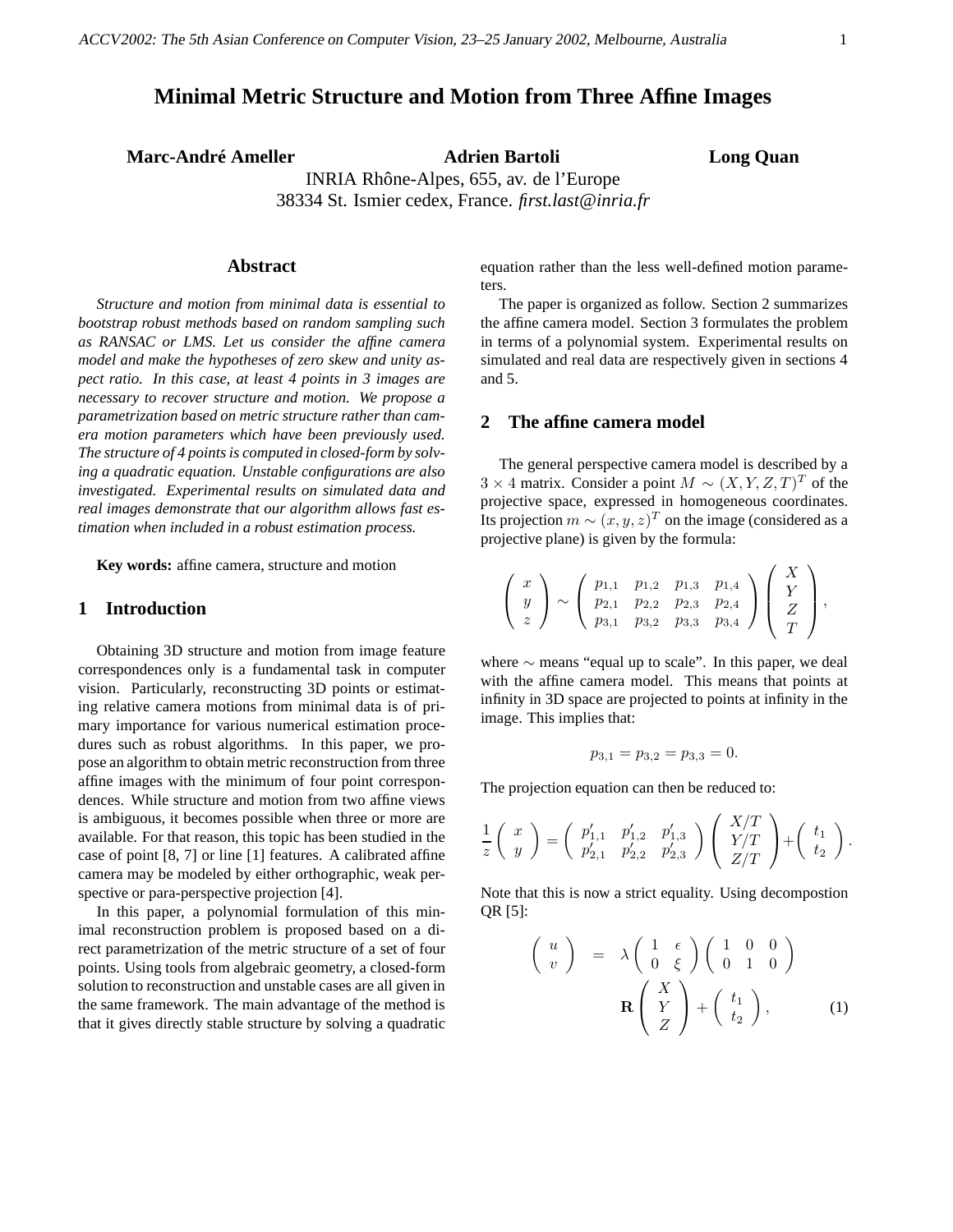# Minimal Metric Structure and Motion from Three Affine Images

**Marc-André Ameller** **Adrien Bartoli** **Long Quan**

INRIA Rhône-Alpes, 655, av. de l'Europe
38334 St. Ismier cedex, France. *first.last@inria.fr*

## Abstract

*Structure and motion from minimal data is essential to bootstrap robust methods based on random sampling such as RANSAC or LMS. Let us consider the affine camera model and make the hypotheses of zero skew and unity aspect ratio. In this case, at least 4 points in 3 images are necessary to recover structure and motion. We propose a parametrization based on metric structure rather than camera motion parameters which have been previously used. The structure of 4 points is computed in closed-form by solving a quadratic equation. Unstable configurations are also investigated. Experimental results on simulated data and real images demonstrate that our algorithm allows fast estimation when included in a robust estimation process.*

**Key words:** affine camera, structure and motion

## 1 Introduction

Obtaining 3D structure and motion from image feature correspondences only is a fundamental task in computer vision. Particularly, reconstructing 3D points or estimating relative camera motions from minimal data is of primary importance for various numerical estimation procedures such as robust algorithms. In this paper, we propose an algorithm to obtain metric reconstruction from three affine images with the minimum of four point correspondences. While structure and motion from two affine views is ambiguous, it becomes possible when three or more are available. For that reason, this topic has been studied in the case of point [8, 7] or line [1] features. A calibrated affine camera may be modeled by either orthographic, weak perspective or para-perspective projection [4].

In this paper, a polynomial formulation of this minimal reconstruction problem is proposed based on a direct parametrization of the metric structure of a set of four points. Using tools from algebraic geometry, a closed-form solution to reconstruction and unstable cases are all given in the same framework. The main advantage of the method is that it gives directly stable structure by solving a quadratic equation rather than the less well-defined motion parameters.

The paper is organized as follow. Section 2 summarizes the affine camera model. Section 3 formulates the problem in terms of a polynomial system. Experimental results on simulated and real data are respectively given in sections 4 and 5.

## 2 The affine camera model

The general perspective camera model is described by a $3 \times 4$ matrix. Consider a point $M \sim (X, Y, Z, T)^T$ of the projective space, expressed in homogeneous coordinates. Its projection $m \sim (x, y, z)^T$ on the image (considered as a projective plane) is given by the formula:

$$\begin{pmatrix} x \\ y \\ z \end{pmatrix} \sim \begin{pmatrix} p_{1,1} & p_{1,2} & p_{1,3} & p_{1,4} \\ p_{2,1} & p_{2,2} & p_{2,3} & p_{2,4} \\ p_{3,1} & p_{3,2} & p_{3,3} & p_{3,4} \end{pmatrix} \begin{pmatrix} X \\ Y \\ Z \\ T \end{pmatrix},$$

where $\sim$ means "equal up to scale". In this paper, we deal with the affine camera model. This means that points at infinity in 3D space are projected to points at infinity in the image. This implies that:

$$p_{3,1} = p_{3,2} = p_{3,3} = 0.$$

The projection equation can then be reduced to:

$$\frac{1}{z}\begin{pmatrix} x \\ y \end{pmatrix} = \begin{pmatrix} p'_{1,1} & p'_{1,2} & p'_{1,3} \\ p'_{2,1} & p'_{2,2} & p'_{2,3} \end{pmatrix} \begin{pmatrix} X/T \\ Y/T \\ Z/T \end{pmatrix} + \begin{pmatrix} t_1 \\ t_2 \end{pmatrix}.$$

Note that this is now a strict equality. Using decompostion QR [5]:

$$\begin{pmatrix} u \\ v \end{pmatrix} = \lambda \begin{pmatrix} 1 & \epsilon \\ 0 & \xi \end{pmatrix} \begin{pmatrix} 1 & 0 & 0 \\ 0 & 1 & 0 \end{pmatrix} \mathbf{R} \begin{pmatrix} X \\ Y \\ Z \end{pmatrix} + \begin{pmatrix} t_1 \\ t_2 \end{pmatrix}, \quad (1)$$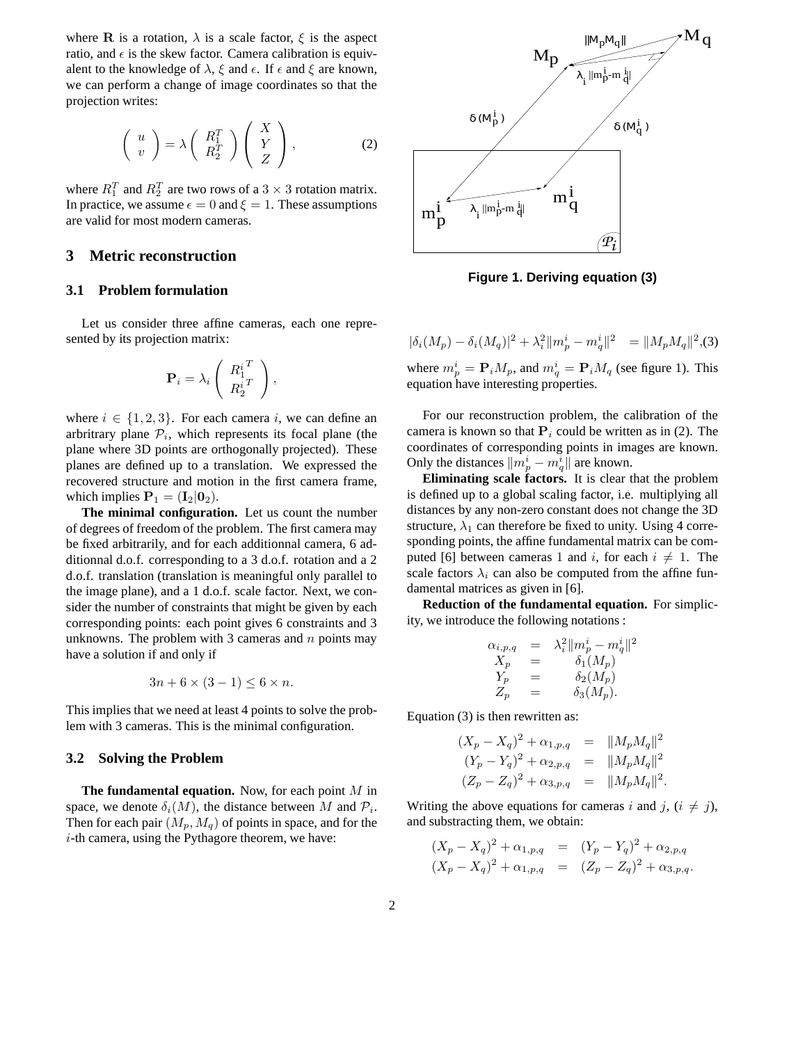where $\mathbf{R}$ is a rotation, $\lambda$ is a scale factor, $\xi$ is the aspect ratio, and $\epsilon$ is the skew factor. Camera calibration is equivalent to the knowledge of $\lambda$, $\xi$ and $\epsilon$. If $\epsilon$ and $\xi$ are known, we can perform a change of image coordinates so that the projection writes:

$$\begin{pmatrix} u \\ v \end{pmatrix} = \lambda \begin{pmatrix} R_1^T \\ R_2^T \end{pmatrix} \begin{pmatrix} X \\ Y \\ Z \end{pmatrix}, \qquad (2)$$

where $R_1^T$ and $R_2^T$ are two rows of a $3 \times 3$ rotation matrix. In practice, we assume $\epsilon = 0$ and $\xi = 1$. These assumptions are valid for most modern cameras.

## 3 Metric reconstruction

### 3.1 Problem formulation

Let us consider three affine cameras, each one represented by its projection matrix:

$$\mathbf{P}_i = \lambda_i \begin{pmatrix} {R_1^i}^T \\ {R_2^i}^T \end{pmatrix},$$

where $i \in \{1, 2, 3\}$. For each camera $i$, we can define an arbitrary plane $\mathcal{P}_i$, which represents its focal plane (the plane where 3D points are orthogonally projected). These planes are defined up to a translation. We expressed the recovered structure and motion in the first camera frame, which implies $\mathbf{P}_1 = (\mathbf{I}_2|\mathbf{0}_2)$.

**The minimal configuration.** Let us count the number of degrees of freedom of the problem. The first camera may be fixed arbitrarily, and for each additionnal camera, 6 additionnal d.o.f. corresponding to a 3 d.o.f. rotation and a 2 d.o.f. translation (translation is meaningful only parallel to the image plane), and a 1 d.o.f. scale factor. Next, we consider the number of constraints that might be given by each corresponding points: each point gives 6 constraints and 3 unknowns. The problem with 3 cameras and $n$ points may have a solution if and only if

$$3n + 6 \times (3 - 1) \leq 6 \times n.$$

This implies that we need at least 4 points to solve the problem with 3 cameras. This is the minimal configuration.

### 3.2 Solving the Problem

**The fundamental equation.** Now, for each point $M$ in space, we denote $\delta_i(M)$, the distance between $M$ and $\mathcal{P}_i$. Then for each pair $(M_p, M_q)$ of points in space, and for the $i$-th camera, using the Pythagore theorem, we have:

**Figure 1. Deriving equation (3)**

$$|\delta_i(M_p) - \delta_i(M_q)|^2 + \lambda_i^2 \|m_p^i - m_q^i\|^2 = \|M_p M_q\|^2, (3)$$

where $m_p^i = \mathbf{P}_i M_p$, and $m_q^i = \mathbf{P}_i M_q$ (see figure 1). This equation have interesting properties.

For our reconstruction problem, the calibration of the camera is known so that $\mathbf{P}_i$ could be written as in (2). The coordinates of corresponding points in images are known. Only the distances $\|m_p^i - m_q^i\|$ are known.

**Eliminating scale factors.** It is clear that the problem is defined up to a global scaling factor, i.e. multiplying all distances by any non-zero constant does not change the 3D structure, $\lambda_1$ can therefore be fixed to unity. Using 4 corresponding points, the affine fundamental matrix can be computed [6] between cameras 1 and $i$, for each $i \neq 1$. The scale factors $\lambda_i$ can also be computed from the affine fundamental matrices as given in [6].

**Reduction of the fundamental equation.** For simplicity, we introduce the following notations :

$$\begin{array}{rcl} \alpha_{i,p,q} & = & \lambda_i^2 \|m_p^i - m_q^i\|^2 \\ X_p & = & \delta_1(M_p) \\ Y_p & = & \delta_2(M_p) \\ Z_p & = & \delta_3(M_p). \end{array}$$

Equation (3) is then rewritten as:

$$\begin{array}{rcl} (X_p - X_q)^2 + \alpha_{1,p,q} & = & \|M_p M_q\|^2 \\ (Y_p - Y_q)^2 + \alpha_{2,p,q} & = & \|M_p M_q\|^2 \\ (Z_p - Z_q)^2 + \alpha_{3,p,q} & = & \|M_p M_q\|^2. \end{array}$$

Writing the above equations for cameras $i$ and $j$, ($i \neq j$), and substracting them, we obtain:

$$\begin{array}{rcl} (X_p - X_q)^2 + \alpha_{1,p,q} & = & (Y_p - Y_q)^2 + \alpha_{2,p,q} \\ (X_p - X_q)^2 + \alpha_{1,p,q} & = & (Z_p - Z_q)^2 + \alpha_{3,p,q}. \end{array}$$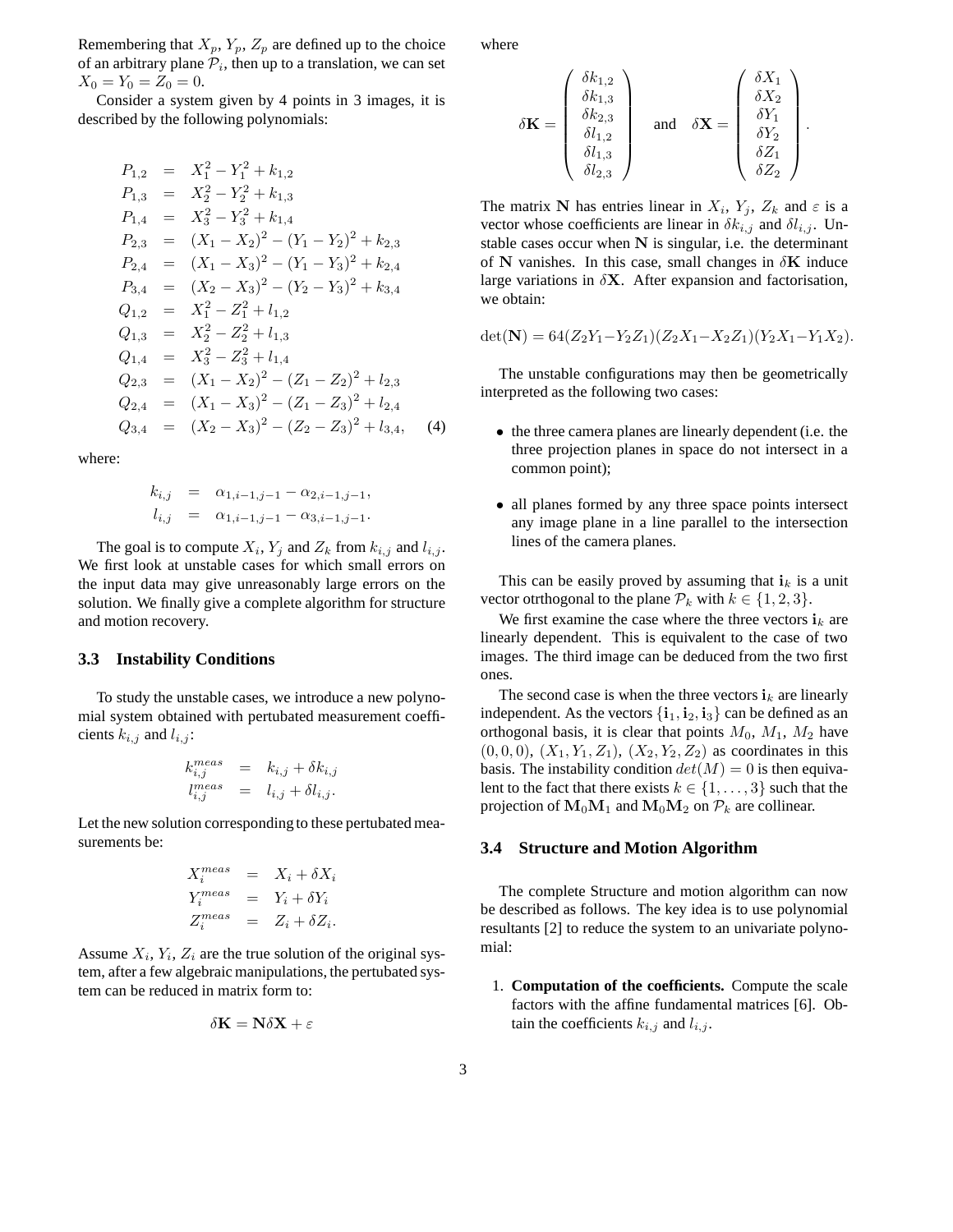Remembering that $X_p$, $Y_p$, $Z_p$ are defined up to the choice of an arbitrary plane $\mathcal{P}_i$, then up to a translation, we can set $X_0 = Y_0 = Z_0 = 0$.

Consider a system given by 4 points in 3 images, it is described by the following polynomials:

$$
\begin{aligned}
P_{1,2} &= X_1^2 - Y_1^2 + k_{1,2} \\
P_{1,3} &= X_2^2 - Y_2^2 + k_{1,3} \\
P_{1,4} &= X_3^2 - Y_3^2 + k_{1,4} \\
P_{2,3} &= (X_1 - X_2)^2 - (Y_1 - Y_2)^2 + k_{2,3} \\
P_{2,4} &= (X_1 - X_3)^2 - (Y_1 - Y_3)^2 + k_{2,4} \\
P_{3,4} &= (X_2 - X_3)^2 - (Y_2 - Y_3)^2 + k_{3,4} \\
Q_{1,2} &= X_1^2 - Z_1^2 + l_{1,2} \\
Q_{1,3} &= X_2^2 - Z_2^2 + l_{1,3} \\
Q_{1,4} &= X_3^2 - Z_3^2 + l_{1,4} \\
Q_{2,3} &= (X_1 - X_2)^2 - (Z_1 - Z_2)^2 + l_{2,3} \\
Q_{2,4} &= (X_1 - X_3)^2 - (Z_1 - Z_3)^2 + l_{2,4} \\
Q_{3,4} &= (X_2 - X_3)^2 - (Z_2 - Z_3)^2 + l_{3,4},
\end{aligned}
\qquad (4)
$$

where:

$$
\begin{aligned}
k_{i,j} &= \alpha_{1,i-1,j-1} - \alpha_{2,i-1,j-1}, \\
l_{i,j} &= \alpha_{1,i-1,j-1} - \alpha_{3,i-1,j-1}.
\end{aligned}
$$

The goal is to compute $X_i$, $Y_j$ and $Z_k$ from $k_{i,j}$ and $l_{i,j}$. We first look at unstable cases for which small errors on the input data may give unreasonably large errors on the solution. We finally give a complete algorithm for structure and motion recovery.

### 3.3 Instability Conditions

To study the unstable cases, we introduce a new polynomial system obtained with pertubated measurement coefficients $k_{i,j}$ and $l_{i,j}$:

$$
\begin{aligned}
k_{i,j}^{meas} &= k_{i,j} + \delta k_{i,j} \\
l_{i,j}^{meas} &= l_{i,j} + \delta l_{i,j}.
\end{aligned}
$$

Let the new solution corresponding to these pertubated measurements be:

$$
\begin{aligned}
X_i^{meas} &= X_i + \delta X_i \\
Y_i^{meas} &= Y_i + \delta Y_i \\
Z_i^{meas} &= Z_i + \delta Z_i.
\end{aligned}
$$

Assume $X_i$, $Y_i$, $Z_i$ are the true solution of the original system, after a few algebraic manipulations, the pertubated system can be reduced in matrix form to:

$$
\delta \mathbf{K} = \mathbf{N} \delta \mathbf{X} + \varepsilon
$$

where

$$
\delta \mathbf{K} = \begin{pmatrix} \delta k_{1,2} \\ \delta k_{1,3} \\ \delta k_{2,3} \\ \delta l_{1,2} \\ \delta l_{1,3} \\ \delta l_{2,3} \end{pmatrix} \quad \text{and} \quad \delta \mathbf{X} = \begin{pmatrix} \delta X_1 \\ \delta X_2 \\ \delta Y_1 \\ \delta Y_2 \\ \delta Z_1 \\ \delta Z_2 \end{pmatrix}.
$$

The matrix $\mathbf{N}$ has entries linear in $X_i$, $Y_j$, $Z_k$ and $\varepsilon$ is a vector whose coefficients are linear in $\delta k_{i,j}$ and $\delta l_{i,j}$. Unstable cases occur when $\mathbf{N}$ is singular, i.e. the determinant of $\mathbf{N}$ vanishes. In this case, small changes in $\delta \mathbf{K}$ induce large variations in $\delta \mathbf{X}$. After expansion and factorisation, we obtain:

$$
\det(\mathbf{N}) = 64(Z_2Y_1 - Y_2Z_1)(Z_2X_1 - X_2Z_1)(Y_2X_1 - Y_1X_2).
$$

The unstable configurations may then be geometrically interpreted as the following two cases:

- the three camera planes are linearly dependent (i.e. the three projection planes in space do not intersect in a common point);
- all planes formed by any three space points intersect any image plane in a line parallel to the intersection lines of the camera planes.

This can be easily proved by assuming that $\mathbf{i}_k$ is a unit vector otrthogonal to the plane $\mathcal{P}_k$ with $k \in \{1, 2, 3\}$.

We first examine the case where the three vectors $\mathbf{i}_k$ are linearly dependent. This is equivalent to the case of two images. The third image can be deduced from the two first ones.

The second case is when the three vectors $\mathbf{i}_k$ are linearly independent. As the vectors $\{\mathbf{i}_1, \mathbf{i}_2, \mathbf{i}_3\}$ can be defined as an orthogonal basis, it is clear that points $M_0$, $M_1$, $M_2$ have $(0, 0, 0)$, $(X_1, Y_1, Z_1)$, $(X_2, Y_2, Z_2)$ as coordinates in this basis. The instability condition $det(M) = 0$ is then equivalent to the fact that there exists $k \in \{1, \ldots, 3\}$ such that the projection of $\mathbf{M}_0\mathbf{M}_1$ and $\mathbf{M}_0\mathbf{M}_2$ on $\mathcal{P}_k$ are collinear.

### 3.4 Structure and Motion Algorithm

The complete Structure and motion algorithm can now be described as follows. The key idea is to use polynomial resultants [2] to reduce the system to an univariate polynomial:

1. **Computation of the coefficients.** Compute the scale factors with the affine fundamental matrices [6]. Obtain the coefficients $k_{i,j}$ and $l_{i,j}$.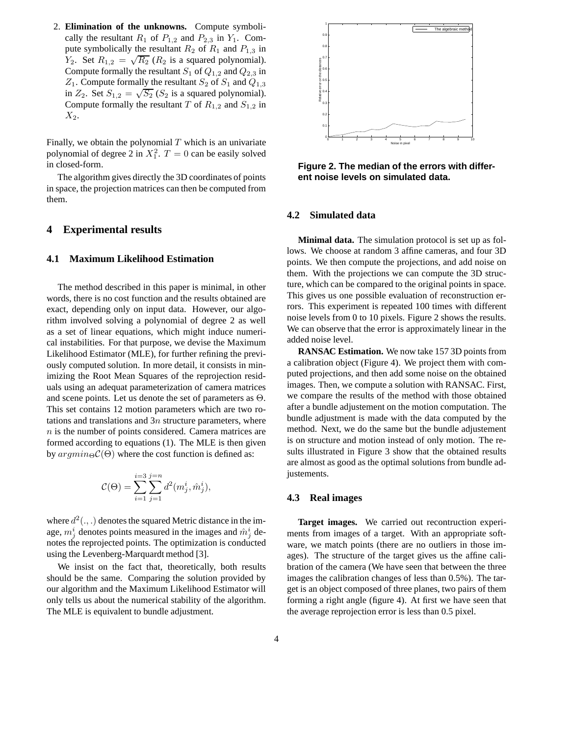2. **Elimination of the unknowns.** Compute symbolically the resultant $R_1$ of $P_{1,2}$ and $P_{2,3}$ in $Y_1$. Compute symbolically the resultant $R_2$ of $R_1$ and $P_{1,3}$ in $Y_2$. Set $R_{1,2} = \sqrt{R_2}$ ($R_2$ is a squared polynomial). Compute formally the resultant $S_1$ of $Q_{1,2}$ and $Q_{2,3}$ in $Z_1$. Compute formally the resultant $S_2$ of $S_1$ and $Q_{1,3}$ in $Z_2$. Set $S_{1,2} = \sqrt{S_2}$ ($S_2$ is a squared polynomial). Compute formally the resultant $T$ of $R_{1,2}$ and $S_{1,2}$ in $X_2$.

Finally, we obtain the polynomial $T$ which is an univariate polynomial of degree 2 in $X_1^2$. $T = 0$ can be easily solved in closed-form.

The algorithm gives directly the 3D coordinates of points in space, the projection matrices can then be computed from them.

## 4 Experimental results

### 4.1 Maximum Likelihood Estimation

The method described in this paper is minimal, in other words, there is no cost function and the results obtained are exact, depending only on input data. However, our algorithm involved solving a polynomial of degree 2 as well as a set of linear equations, which might induce numerical instabilities. For that purpose, we devise the Maximum Likelihood Estimator (MLE), for further refining the previously computed solution. In more detail, it consists in minimizing the Root Mean Squares of the reprojection residuals using an adequat parameterization of camera matrices and scene points. Let us denote the set of parameters as $\Theta$. This set contains 12 motion parameters which are two rotations and translations and $3n$ structure parameters, where $n$ is the number of points considered. Camera matrices are formed according to equations (1). The MLE is then given by $argmin_{\Theta}\mathcal{C}(\Theta)$ where the cost function is defined as:

$$\mathcal{C}(\Theta) = \sum_{i=1}^{i=3}\sum_{j=1}^{j=n} d^2(m_j^i, \hat{m}_j^i),$$

where $d^2(.,.)$ denotes the squared Metric distance in the image, $m_j^i$ denotes points measured in the images and $\hat{m}_j^i$ denotes the reprojected points. The optimization is conducted using the Levenberg-Marquardt method [3].

We insist on the fact that, theoretically, both results should be the same. Comparing the solution provided by our algorithm and the Maximum Likelihood Estimator will only tells us about the numerical stability of the algorithm. The MLE is equivalent to bundle adjustment.

**Figure 2. The median of the errors with different noise levels on simulated data.**

### 4.2 Simulated data

**Minimal data.** The simulation protocol is set up as follows. We choose at random 3 affine cameras, and four 3D points. We then compute the projections, and add noise on them. With the projections we can compute the 3D structure, which can be compared to the original points in space. This gives us one possible evaluation of reconstruction errors. This experiment is repeated 100 times with different noise levels from 0 to 10 pixels. Figure 2 shows the results. We can observe that the error is approximately linear in the added noise level.

**RANSAC Estimation.** We now take 157 3D points from a calibration object (Figure 4). We project them with computed projections, and then add some noise on the obtained images. Then, we compute a solution with RANSAC. First, we compare the results of the method with those obtained after a bundle adjustement on the motion computation. The bundle adjustment is made with the data computed by the method. Next, we do the same but the bundle adjustement is on structure and motion instead of only motion. The results illustrated in Figure 3 show that the obtained results are almost as good as the optimal solutions from bundle adjustements.

### 4.3 Real images

**Target images.** We carried out recontruction experiments from images of a target. With an appropriate software, we match points (there are no outliers in those images). The structure of the target gives us the affine calibration of the camera (We have seen that between the three images the calibration changes of less than 0.5%). The target is an object composed of three planes, two pairs of them forming a right angle (figure 4). At first we have seen that the average reprojection error is less than 0.5 pixel.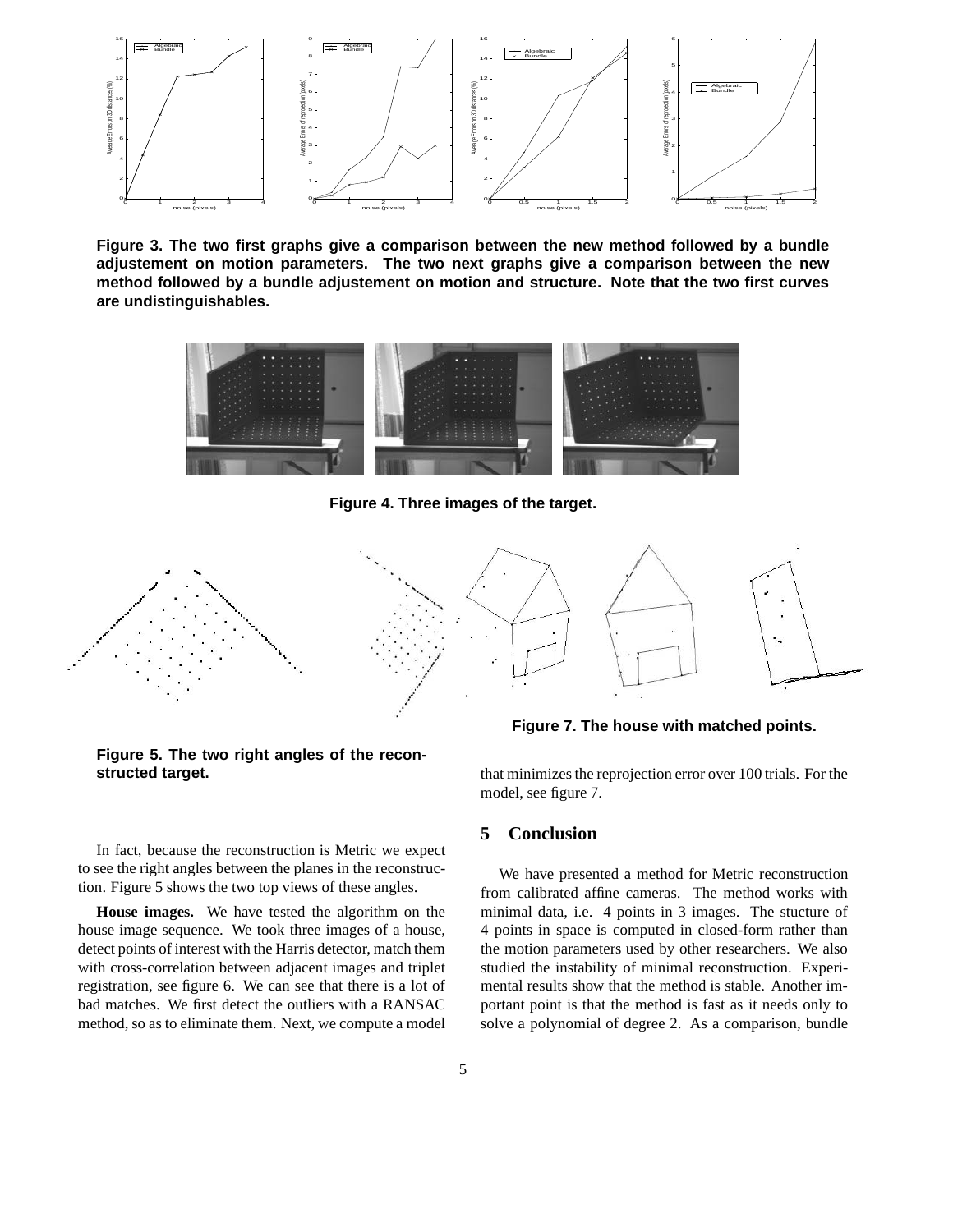Figure 3. The two first graphs give a comparison between the new method followed by a bundle adjustement on motion parameters. The two next graphs give a comparison between the new method followed by a bundle adjustement on motion and structure. Note that the two first curves are undistinguishables.

Figure 4. Three images of the target.

Figure 5. The two right angles of the reconstructed target.

Figure 7. The house with matched points.

In fact, because the reconstruction is Metric we expect to see the right angles between the planes in the reconstruction. Figure 5 shows the two top views of these angles.

**House images.** We have tested the algorithm on the house image sequence. We took three images of a house, detect points of interest with the Harris detector, match them with cross-correlation between adjacent images and triplet registration, see figure 6. We can see that there is a lot of bad matches. We first detect the outliers with a RANSAC method, so as to eliminate them. Next, we compute a model that minimizes the reprojection error over 100 trials. For the model, see figure 7.

## 5 Conclusion

We have presented a method for Metric reconstruction from calibrated affine cameras. The method works with minimal data, i.e. 4 points in 3 images. The stucture of 4 points in space is computed in closed-form rather than the motion parameters used by other researchers. We also studied the instability of minimal reconstruction. Experimental results show that the method is stable. Another important point is that the method is fast as it needs only to solve a polynomial of degree 2. As a comparison, bundle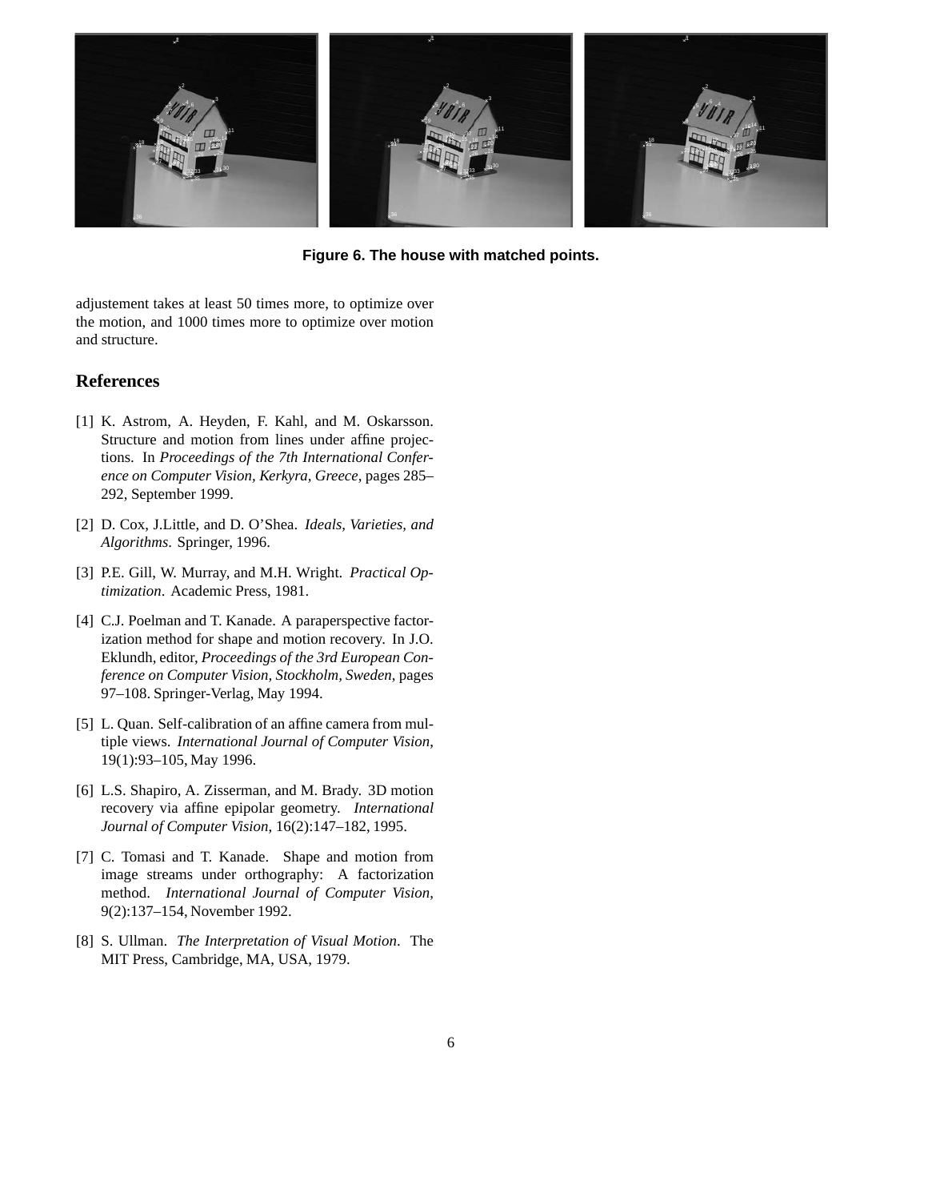Figure 6. The house with matched points.

adjustement takes at least 50 times more, to optimize over the motion, and 1000 times more to optimize over motion and structure.

## References

[1] K. Astrom, A. Heyden, F. Kahl, and M. Oskarsson. Structure and motion from lines under affine projections. In *Proceedings of the 7th International Conference on Computer Vision, Kerkyra, Greece*, pages 285–292, September 1999.

[2] D. Cox, J.Little, and D. O'Shea. *Ideals, Varieties, and Algorithms*. Springer, 1996.

[3] P.E. Gill, W. Murray, and M.H. Wright. *Practical Optimization*. Academic Press, 1981.

[4] C.J. Poelman and T. Kanade. A paraperspective factorization method for shape and motion recovery. In J.O. Eklundh, editor, *Proceedings of the 3rd European Conference on Computer Vision, Stockholm, Sweden*, pages 97–108. Springer-Verlag, May 1994.

[5] L. Quan. Self-calibration of an affine camera from multiple views. *International Journal of Computer Vision*, 19(1):93–105, May 1996.

[6] L.S. Shapiro, A. Zisserman, and M. Brady. 3D motion recovery via affine epipolar geometry. *International Journal of Computer Vision*, 16(2):147–182, 1995.

[7] C. Tomasi and T. Kanade. Shape and motion from image streams under orthography: A factorization method. *International Journal of Computer Vision*, 9(2):137–154, November 1992.

[8] S. Ullman. *The Interpretation of Visual Motion*. The MIT Press, Cambridge, MA, USA, 1979.